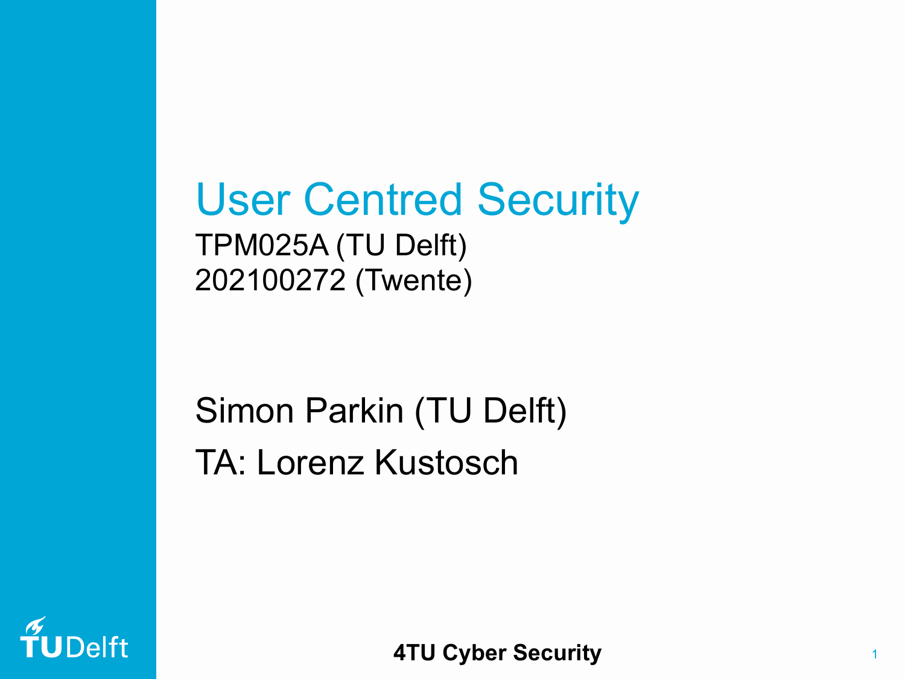# User Centred Security

TPM025A (TU Delft)
202100272 (Twente)

Simon Parkin (TU Delft)

TA: Lorenz Kustosch

**4TU Cyber Security**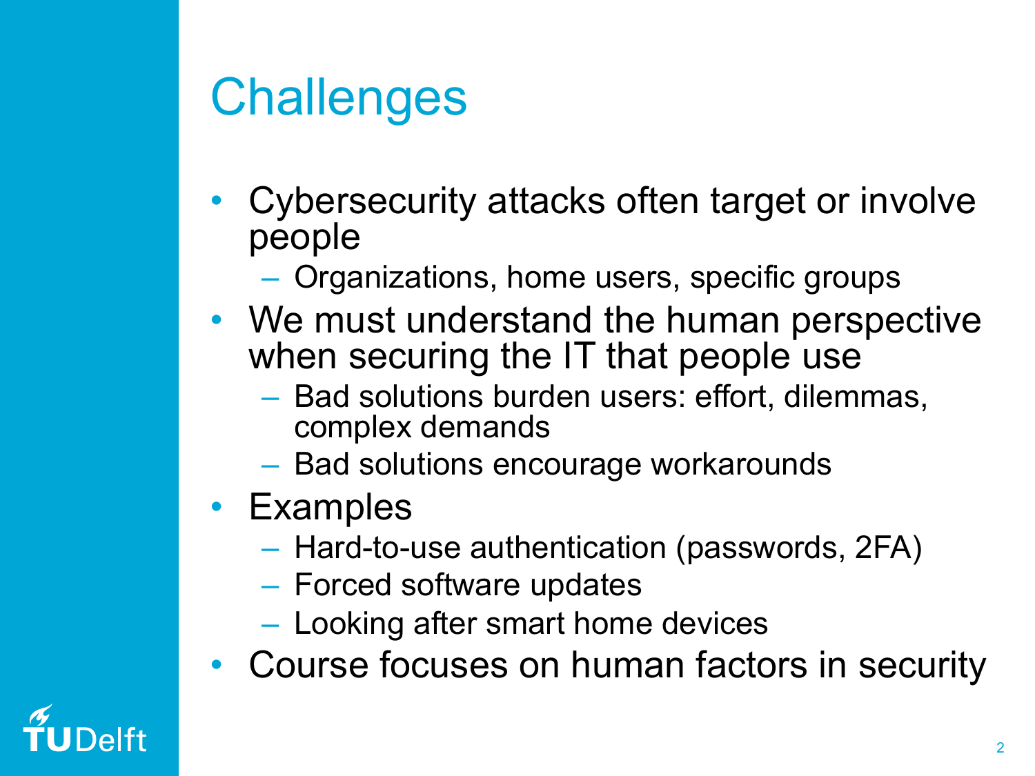# Challenges

- Cybersecurity attacks often target or involve people
  - Organizations, home users, specific groups
- We must understand the human perspective when securing the IT that people use
  - Bad solutions burden users: effort, dilemmas, complex demands
  - Bad solutions encourage workarounds
- Examples
  - Hard-to-use authentication (passwords, 2FA)
  - Forced software updates
  - Looking after smart home devices
- Course focuses on human factors in security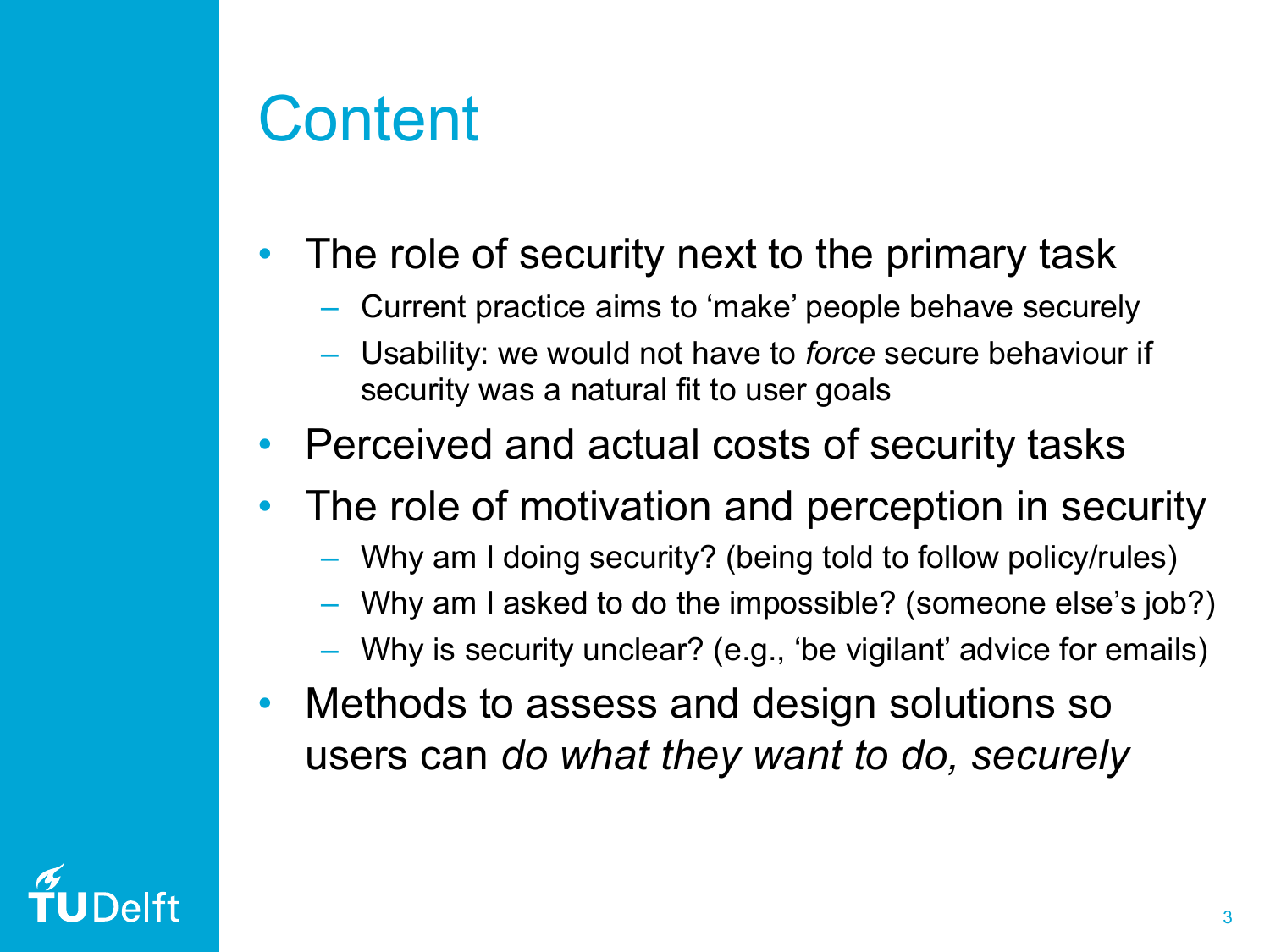# Content

- The role of security next to the primary task
  - Current practice aims to 'make' people behave securely
  - Usability: we would not have to *force* secure behaviour if security was a natural fit to user goals
- Perceived and actual costs of security tasks
- The role of motivation and perception in security
  - Why am I doing security? (being told to follow policy/rules)
  - Why am I asked to do the impossible? (someone else's job?)
  - Why is security unclear? (e.g., 'be vigilant' advice for emails)
- Methods to assess and design solutions so users can *do what they want to do, securely*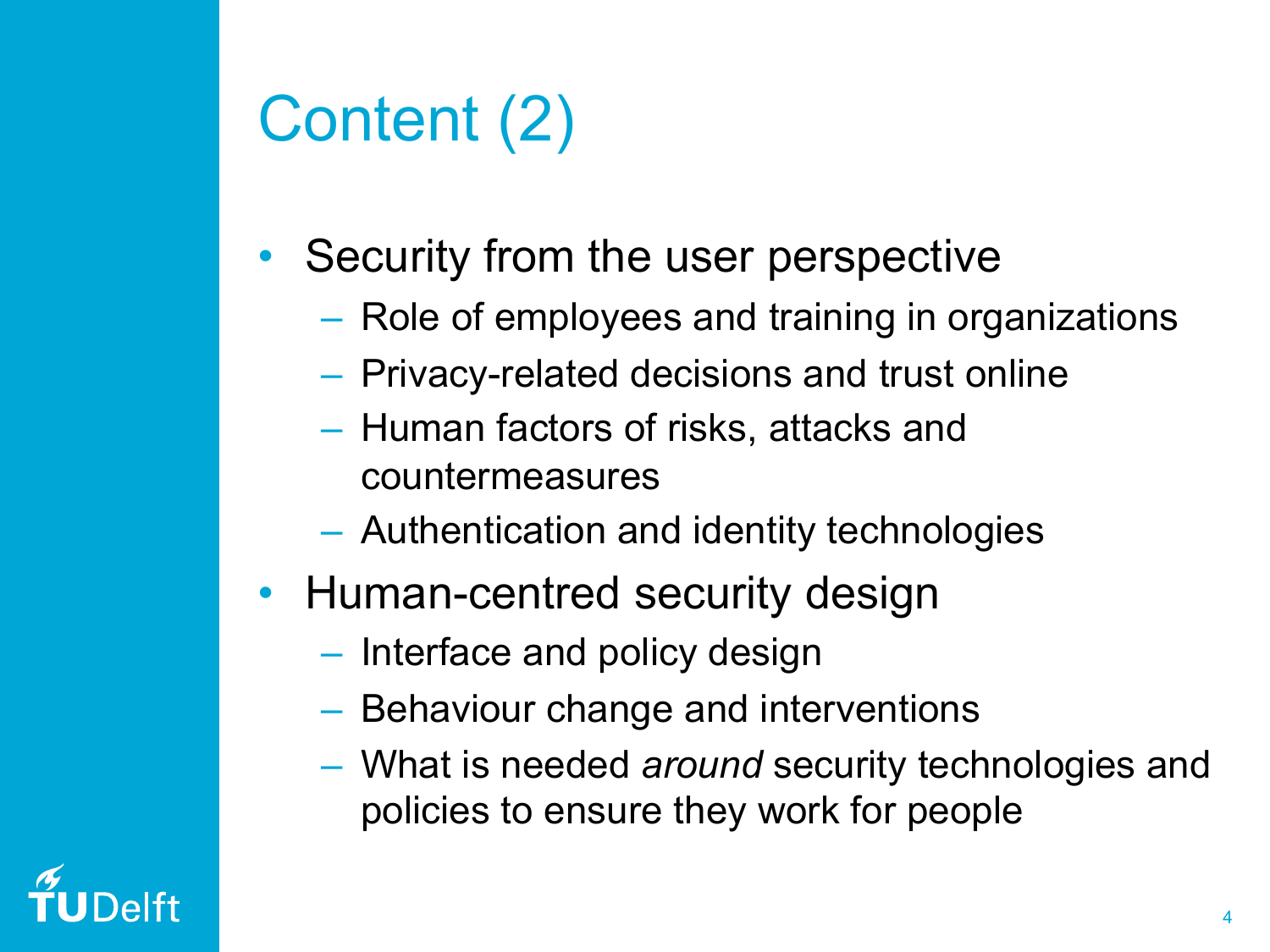# Content (2)

- Security from the user perspective
  - Role of employees and training in organizations
  - Privacy-related decisions and trust online
  - Human factors of risks, attacks and countermeasures
  - Authentication and identity technologies
- Human-centred security design
  - Interface and policy design
  - Behaviour change and interventions
  - What is needed *around* security technologies and policies to ensure they work for people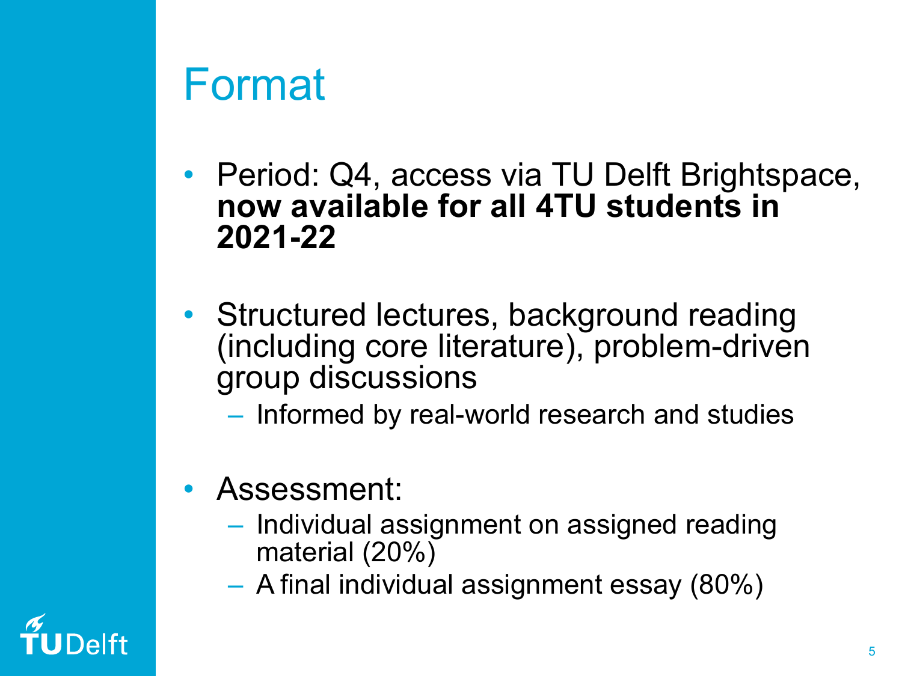# Format

- Period: Q4, access via TU Delft Brightspace, **now available for all 4TU students in 2021-22**

- Structured lectures, background reading (including core literature), problem-driven group discussions
  - Informed by real-world research and studies

- Assessment:
  - Individual assignment on assigned reading material (20%)
  - A final individual assignment essay (80%)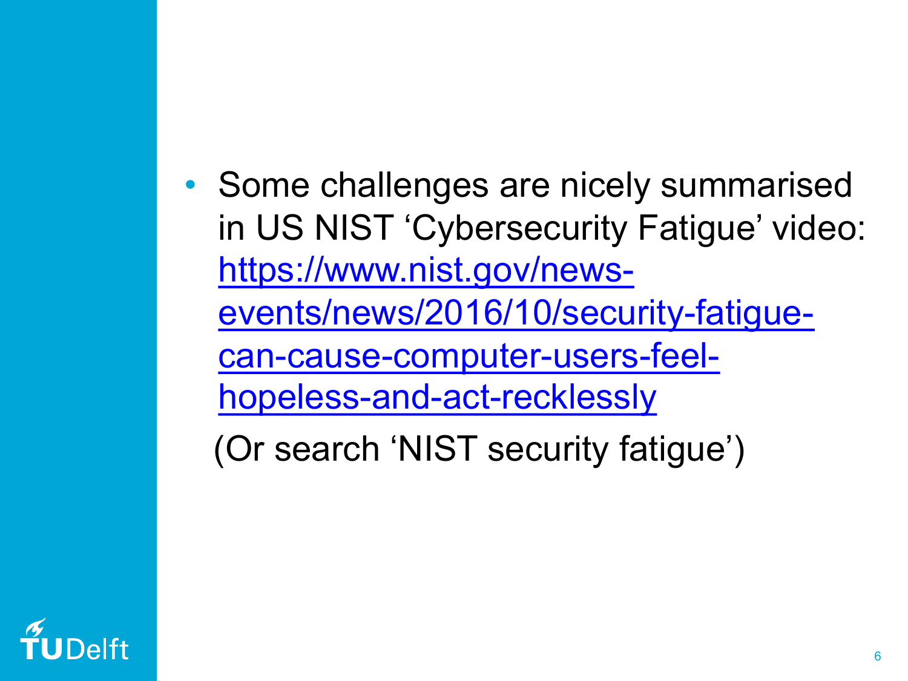- Some challenges are nicely summarised in US NIST 'Cybersecurity Fatigue' video: https://www.nist.gov/news-events/news/2016/10/security-fatigue-can-cause-computer-users-feel-hopeless-and-act-recklessly

(Or search 'NIST security fatigue')